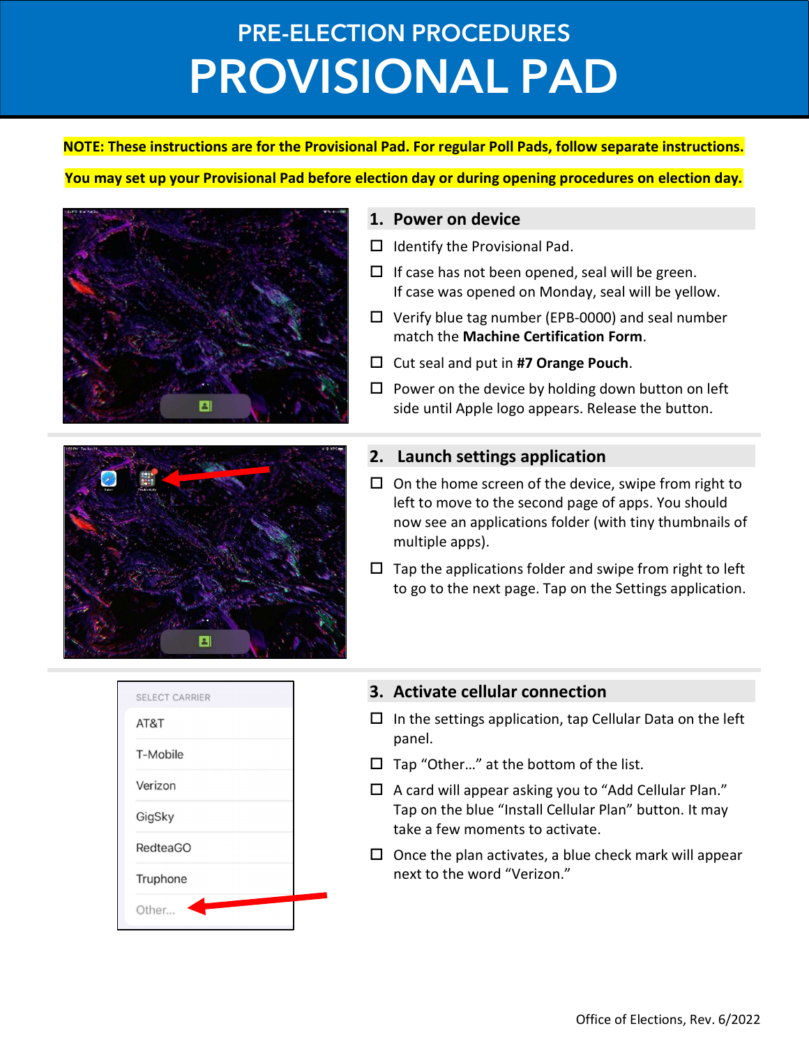# PRE-ELECTION PROCEDURES

# PROVISIONAL PAD

**NOTE: These instructions are for the Provisional Pad. For regular Poll Pads, follow separate instructions.**

**You may set up your Provisional Pad before election day or during opening procedures on election day.**

## 1. Power on device

- ☐ Identify the Provisional Pad.
- ☐ If case has not been opened, seal will be green. If case was opened on Monday, seal will be yellow.
- ☐ Verify blue tag number (EPB-0000) and seal number match the **Machine Certification Form**.
- ☐ Cut seal and put in **#7 Orange Pouch**.
- ☐ Power on the device by holding down button on left side until Apple logo appears. Release the button.

## 2. Launch settings application

- ☐ On the home screen of the device, swipe from right to left to move to the second page of apps. You should now see an applications folder (with tiny thumbnails of multiple apps).
- ☐ Tap the applications folder and swipe from right to left to go to the next page. Tap on the Settings application.

SELECT CARRIER

- AT&T
- T-Mobile
- Verizon
- GigSky
- RedteaGO
- Truphone
- Other...

## 3. Activate cellular connection

- ☐ In the settings application, tap Cellular Data on the left panel.
- ☐ Tap "Other..." at the bottom of the list.
- ☐ A card will appear asking you to "Add Cellular Plan." Tap on the blue "Install Cellular Plan" button. It may take a few moments to activate.
- ☐ Once the plan activates, a blue check mark will appear next to the word "Verizon."

Office of Elections, Rev. 6/2022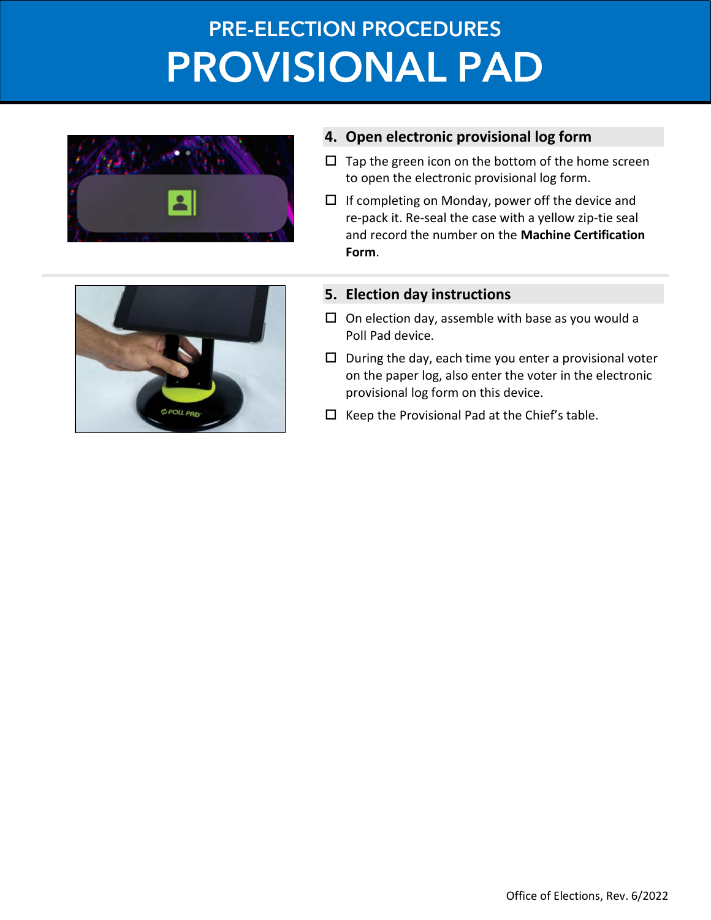# PRE-ELECTION PROCEDURES
# PROVISIONAL PAD

## 4. Open electronic provisional log form

- ☐ Tap the green icon on the bottom of the home screen to open the electronic provisional log form.
- ☐ If completing on Monday, power off the device and re-pack it. Re-seal the case with a yellow zip-tie seal and record the number on the **Machine Certification Form**.

## 5. Election day instructions

- ☐ On election day, assemble with base as you would a Poll Pad device.
- ☐ During the day, each time you enter a provisional voter on the paper log, also enter the voter in the electronic provisional log form on this device.
- ☐ Keep the Provisional Pad at the Chief's table.

Office of Elections, Rev. 6/2022